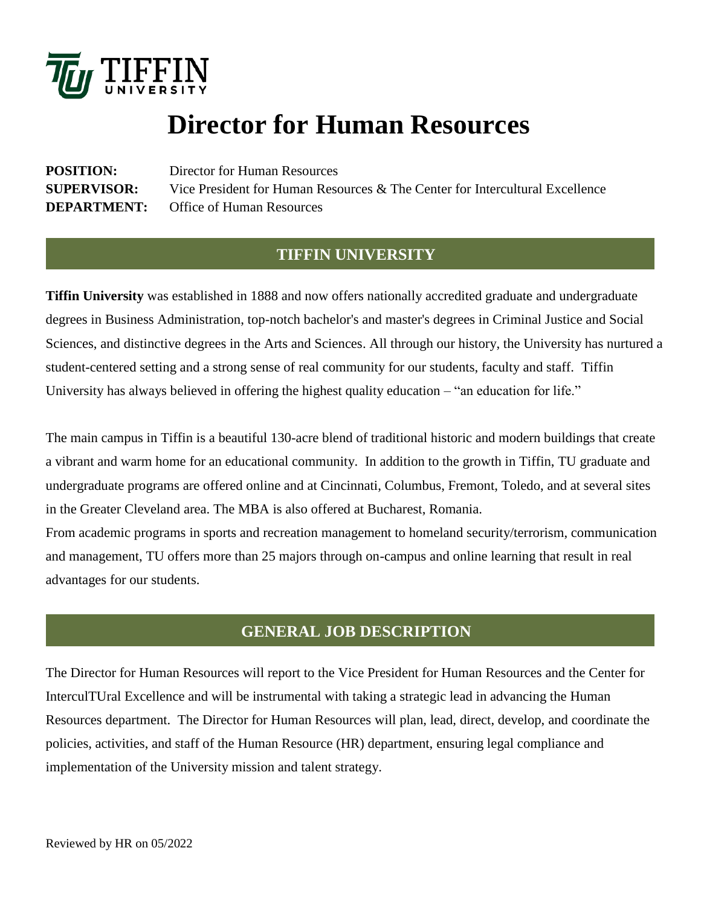TIFFIN UNIVERSITY

# Director for Human Resources

**POSITION:** Director for Human Resources
**SUPERVISOR:** Vice President for Human Resources & The Center for Intercultural Excellence
**DEPARTMENT:** Office of Human Resources

## TIFFIN UNIVERSITY

**Tiffin University** was established in 1888 and now offers nationally accredited graduate and undergraduate degrees in Business Administration, top-notch bachelor's and master's degrees in Criminal Justice and Social Sciences, and distinctive degrees in the Arts and Sciences. All through our history, the University has nurtured a student-centered setting and a strong sense of real community for our students, faculty and staff. Tiffin University has always believed in offering the highest quality education – "an education for life."

The main campus in Tiffin is a beautiful 130-acre blend of traditional historic and modern buildings that create a vibrant and warm home for an educational community. In addition to the growth in Tiffin, TU graduate and undergraduate programs are offered online and at Cincinnati, Columbus, Fremont, Toledo, and at several sites in the Greater Cleveland area. The MBA is also offered at Bucharest, Romania.
From academic programs in sports and recreation management to homeland security/terrorism, communication and management, TU offers more than 25 majors through on-campus and online learning that result in real advantages for our students.

## GENERAL JOB DESCRIPTION

The Director for Human Resources will report to the Vice President for Human Resources and the Center for InterculTUral Excellence and will be instrumental with taking a strategic lead in advancing the Human Resources department. The Director for Human Resources will plan, lead, direct, develop, and coordinate the policies, activities, and staff of the Human Resource (HR) department, ensuring legal compliance and implementation of the University mission and talent strategy.

Reviewed by HR on 05/2022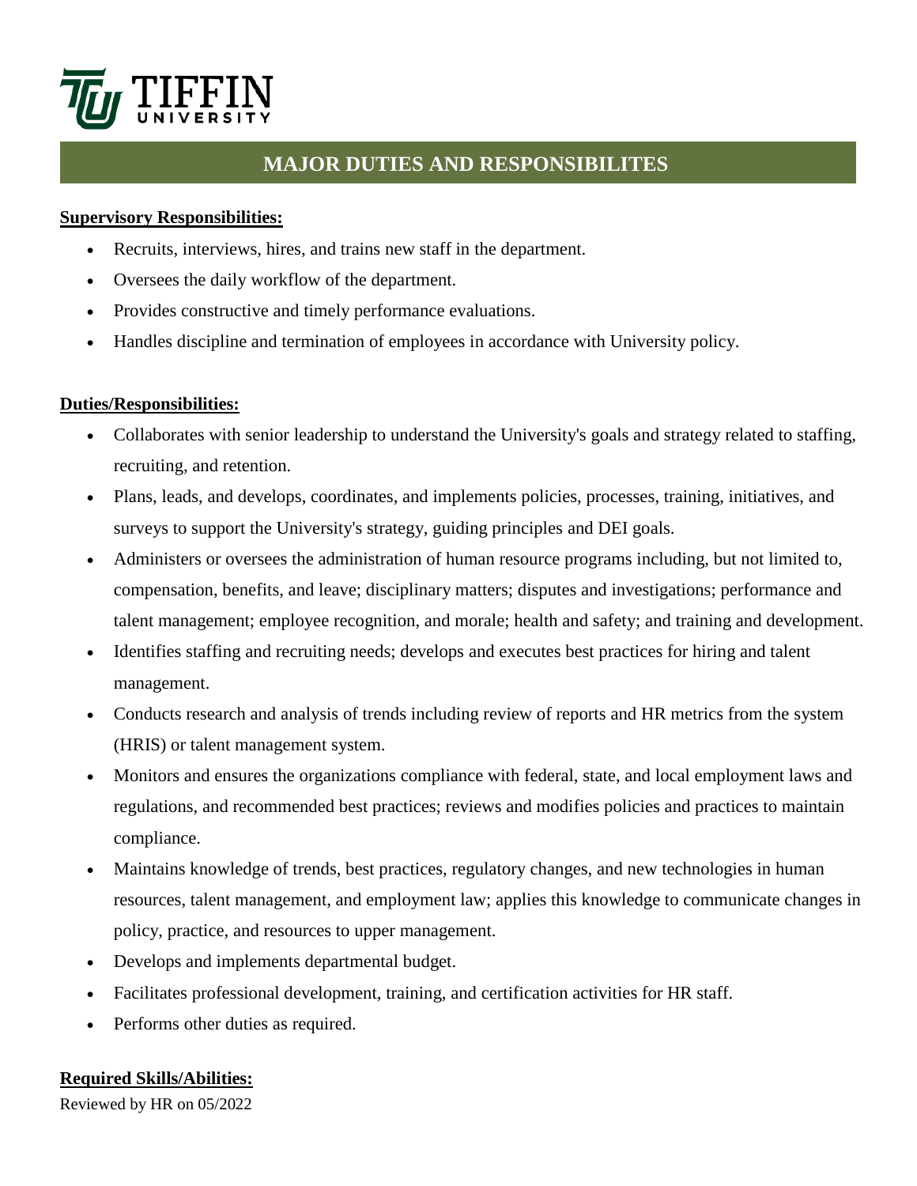## MAJOR DUTIES AND RESPONSIBILITES

**Supervisory Responsibilities:**

- Recruits, interviews, hires, and trains new staff in the department.
- Oversees the daily workflow of the department.
- Provides constructive and timely performance evaluations.
- Handles discipline and termination of employees in accordance with University policy.

**Duties/Responsibilities:**

- Collaborates with senior leadership to understand the University's goals and strategy related to staffing, recruiting, and retention.
- Plans, leads, and develops, coordinates, and implements policies, processes, training, initiatives, and surveys to support the University's strategy, guiding principles and DEI goals.
- Administers or oversees the administration of human resource programs including, but not limited to, compensation, benefits, and leave; disciplinary matters; disputes and investigations; performance and talent management; employee recognition, and morale; health and safety; and training and development.
- Identifies staffing and recruiting needs; develops and executes best practices for hiring and talent management.
- Conducts research and analysis of trends including review of reports and HR metrics from the system (HRIS) or talent management system.
- Monitors and ensures the organizations compliance with federal, state, and local employment laws and regulations, and recommended best practices; reviews and modifies policies and practices to maintain compliance.
- Maintains knowledge of trends, best practices, regulatory changes, and new technologies in human resources, talent management, and employment law; applies this knowledge to communicate changes in policy, practice, and resources to upper management.
- Develops and implements departmental budget.
- Facilitates professional development, training, and certification activities for HR staff.
- Performs other duties as required.

**Required Skills/Abilities:**

Reviewed by HR on 05/2022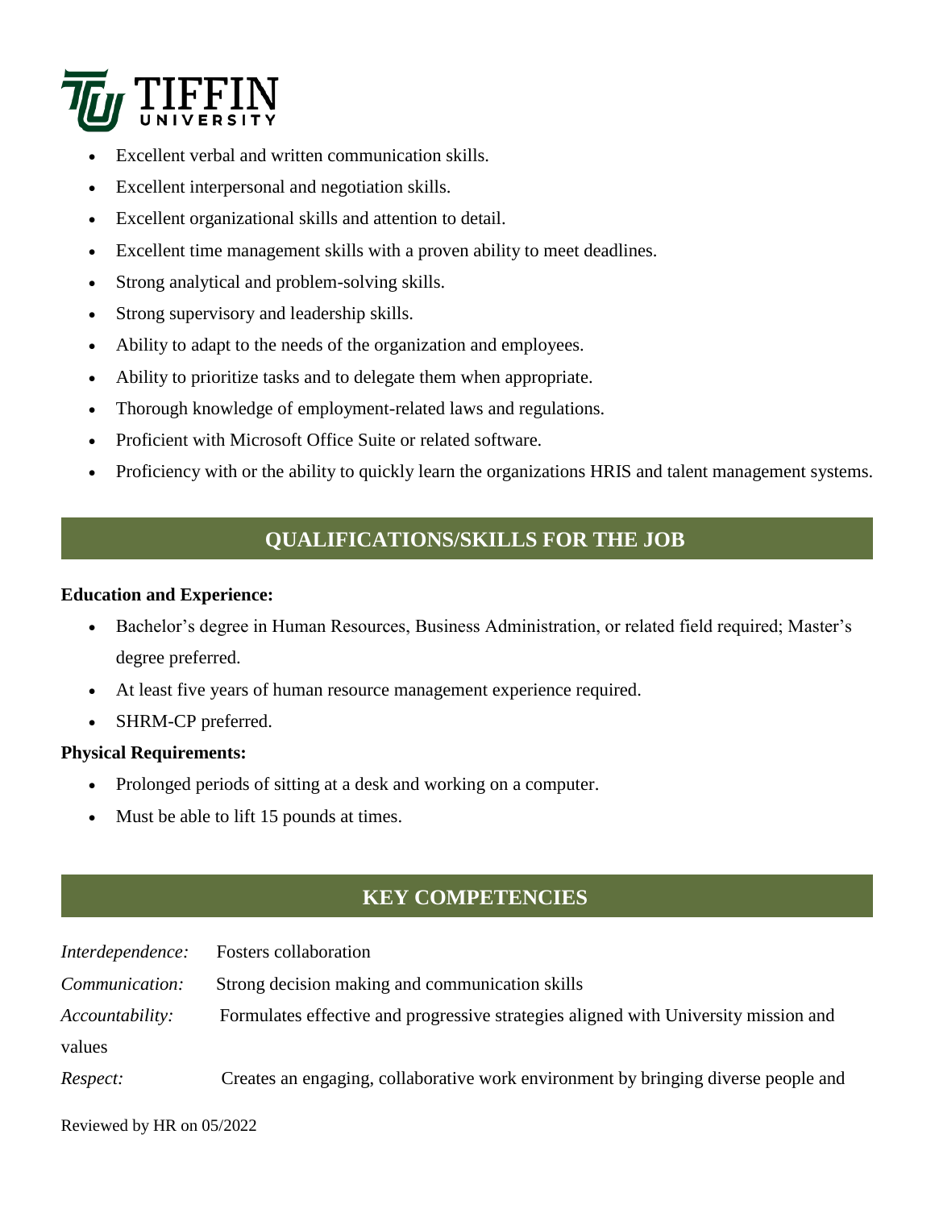- Excellent verbal and written communication skills.
- Excellent interpersonal and negotiation skills.
- Excellent organizational skills and attention to detail.
- Excellent time management skills with a proven ability to meet deadlines.
- Strong analytical and problem-solving skills.
- Strong supervisory and leadership skills.
- Ability to adapt to the needs of the organization and employees.
- Ability to prioritize tasks and to delegate them when appropriate.
- Thorough knowledge of employment-related laws and regulations.
- Proficient with Microsoft Office Suite or related software.
- Proficiency with or the ability to quickly learn the organizations HRIS and talent management systems.

## QUALIFICATIONS/SKILLS FOR THE JOB

**Education and Experience:**

- Bachelor's degree in Human Resources, Business Administration, or related field required; Master's degree preferred.
- At least five years of human resource management experience required.
- SHRM-CP preferred.

**Physical Requirements:**

- Prolonged periods of sitting at a desk and working on a computer.
- Must be able to lift 15 pounds at times.

## KEY COMPETENCIES

*Interdependence:* Fosters collaboration

*Communication:* Strong decision making and communication skills

*Accountability:* Formulates effective and progressive strategies aligned with University mission and values

*Respect:* Creates an engaging, collaborative work environment by bringing diverse people and

Reviewed by HR on 05/2022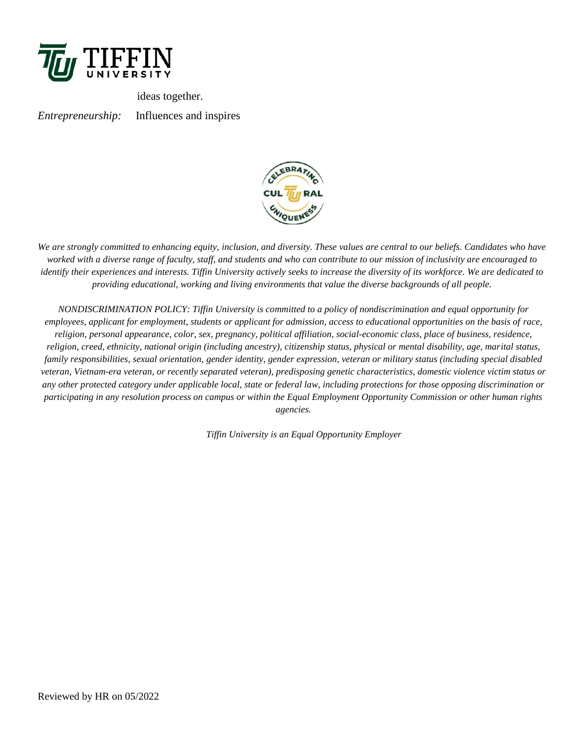ideas together.

*Entrepreneurship:* Influences and inspires

*We are strongly committed to enhancing equity, inclusion, and diversity. These values are central to our beliefs. Candidates who have worked with a diverse range of faculty, staff, and students and who can contribute to our mission of inclusivity are encouraged to identify their experiences and interests. Tiffin University actively seeks to increase the diversity of its workforce. We are dedicated to providing educational, working and living environments that value the diverse backgrounds of all people.*

*NONDISCRIMINATION POLICY: Tiffin University is committed to a policy of nondiscrimination and equal opportunity for employees, applicant for employment, students or applicant for admission, access to educational opportunities on the basis of race, religion, personal appearance, color, sex, pregnancy, political affiliation, social-economic class, place of business, residence, religion, creed, ethnicity, national origin (including ancestry), citizenship status, physical or mental disability, age, marital status, family responsibilities, sexual orientation, gender identity, gender expression, veteran or military status (including special disabled veteran, Vietnam-era veteran, or recently separated veteran), predisposing genetic characteristics, domestic violence victim status or any other protected category under applicable local, state or federal law, including protections for those opposing discrimination or participating in any resolution process on campus or within the Equal Employment Opportunity Commission or other human rights agencies.*

*Tiffin University is an Equal Opportunity Employer*

Reviewed by HR on 05/2022